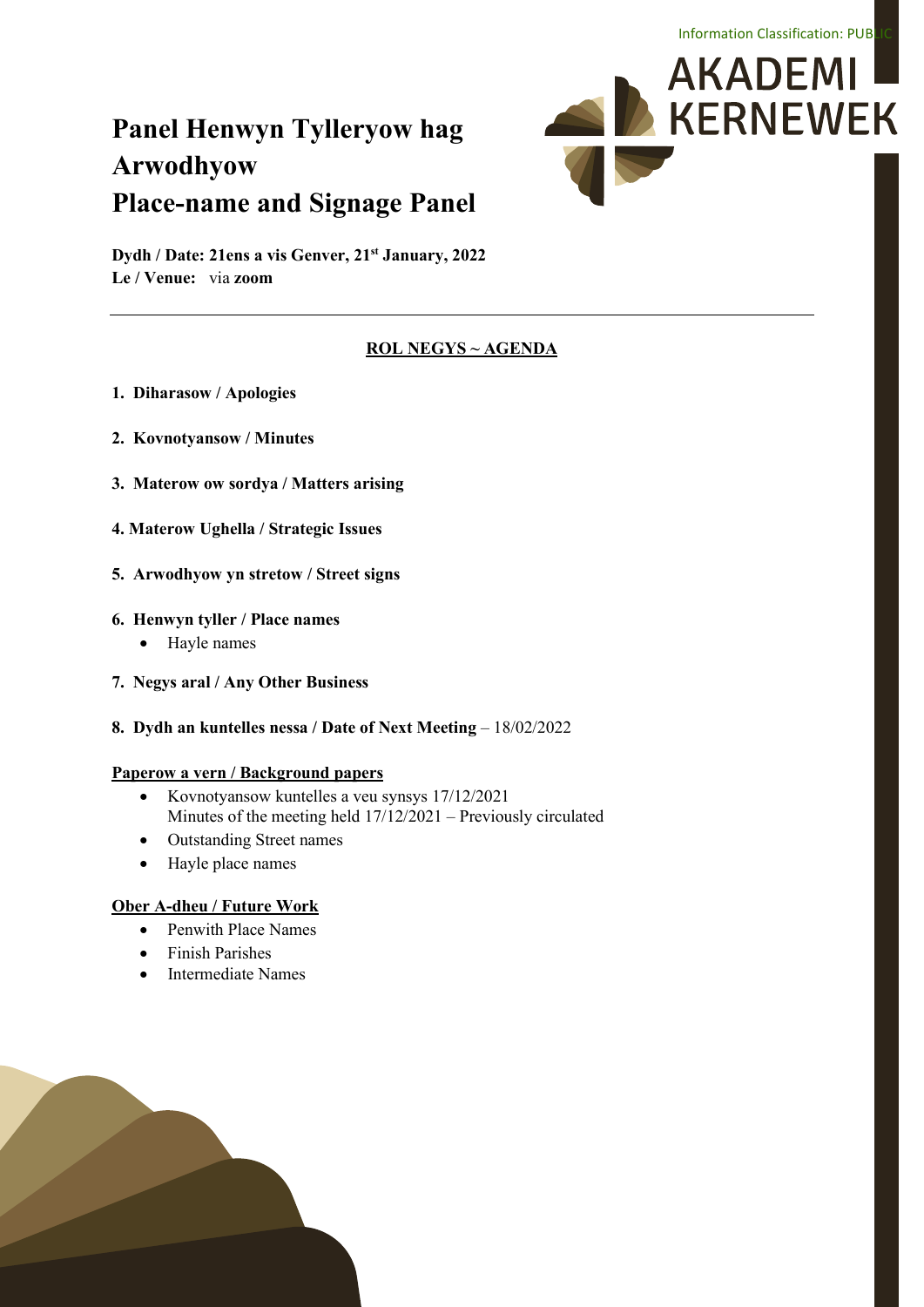Information Classification: PUBLIC

AKADEMI KERNEWEK

# Panel Henwyn Tylleryow hag Arwodhyow
# Place-name and Signage Panel

**Dydh / Date: 21ens a vis Genver, 21st January, 2022**
**Le / Venue:** via **zoom**

---

## ROL NEGYS ~ AGENDA

1. **Diharasow / Apologies**
2. **Kovnotyansow / Minutes**
3. **Materow ow sordya / Matters arising**
4. **Materow Ughella / Strategic Issues**
5. **Arwodhyow yn stretow / Street signs**
6. **Henwyn tyller / Place names**
   - Hayle names
7. **Negys aral / Any Other Business**
8. **Dydh an kuntelles nessa / Date of Next Meeting** – 18/02/2022

**Paperow a vern / Background papers**

- Kovnotyansow kuntelles a veu synsys 17/12/2021
  Minutes of the meeting held 17/12/2021 – Previously circulated
- Outstanding Street names
- Hayle place names

**Ober A-dheu / Future Work**

- Penwith Place Names
- Finish Parishes
- Intermediate Names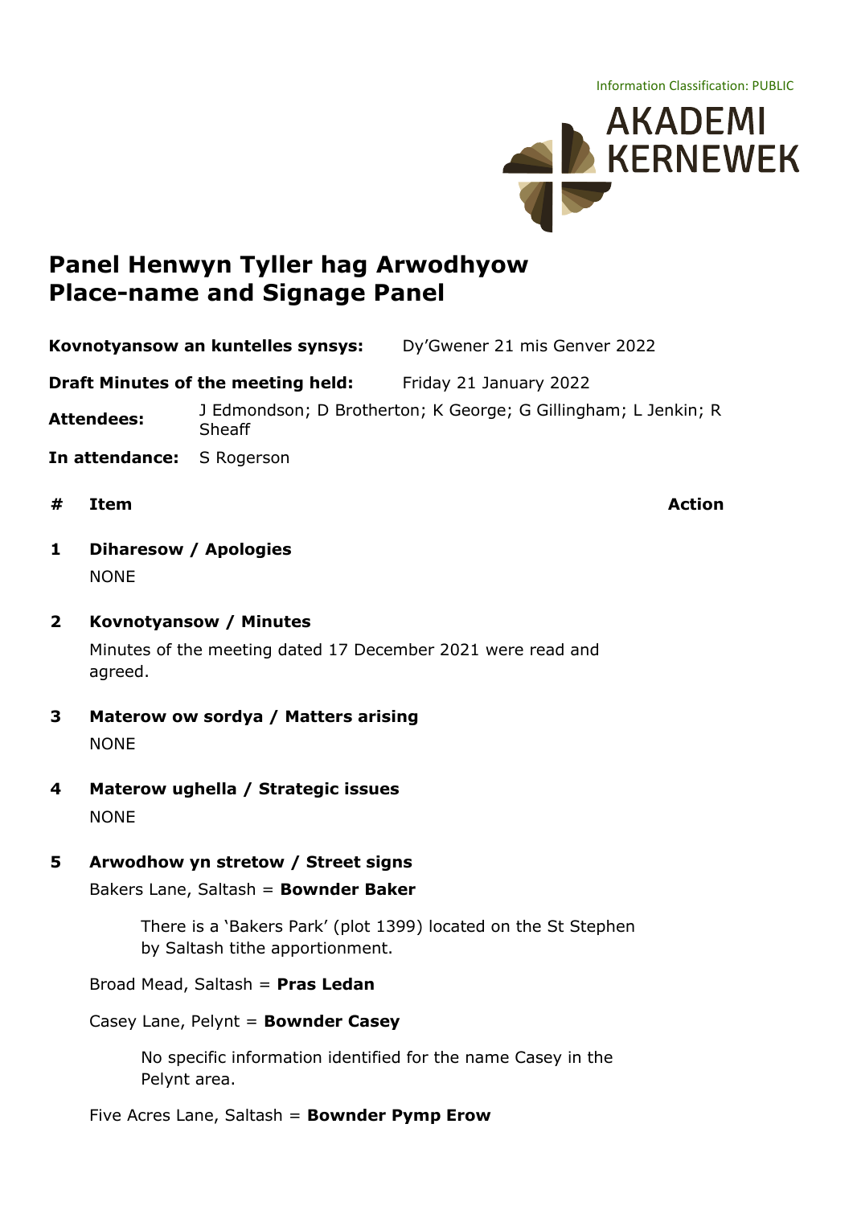Information Classification: PUBLIC

# Panel Henwyn Tyller hag Arwodhyow
# Place-name and Signage Panel

**Kovnotyansow an kuntelles synsys:** Dy'Gwener 21 mis Genver 2022

**Draft Minutes of the meeting held:** Friday 21 January 2022

**Attendees:** J Edmondson; D Brotherton; K George; G Gillingham; L Jenkin; R Sheaff

**In attendance:** S Rogerson

| # | Item | Action |
|---|---|---|

**1 Diharesow / Apologies**

NONE

**2 Kovnotyansow / Minutes**

Minutes of the meeting dated 17 December 2021 were read and agreed.

**3 Materow ow sordya / Matters arising**

NONE

**4 Materow ughella / Strategic issues**

NONE

**5 Arwodhow yn stretow / Street signs**

Bakers Lane, Saltash = **Bownder Baker**

> There is a 'Bakers Park' (plot 1399) located on the St Stephen by Saltash tithe apportionment.

Broad Mead, Saltash = **Pras Ledan**

Casey Lane, Pelynt = **Bownder Casey**

> No specific information identified for the name Casey in the Pelynt area.

Five Acres Lane, Saltash = **Bownder Pymp Erow**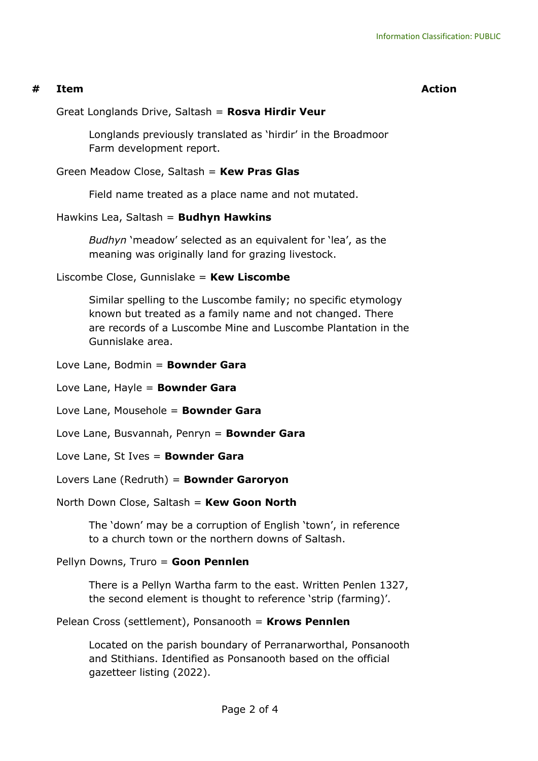| # | Item | Action |
|---|---|---|

Great Longlands Drive, Saltash = **Rosva Hirdir Veur**

> Longlands previously translated as 'hirdir' in the Broadmoor Farm development report.

Green Meadow Close, Saltash = **Kew Pras Glas**

> Field name treated as a place name and not mutated.

Hawkins Lea, Saltash = **Budhyn Hawkins**

> *Budhyn* 'meadow' selected as an equivalent for 'lea', as the meaning was originally land for grazing livestock.

Liscombe Close, Gunnislake = **Kew Liscombe**

> Similar spelling to the Luscombe family; no specific etymology known but treated as a family name and not changed. There are records of a Luscombe Mine and Luscombe Plantation in the Gunnislake area.

Love Lane, Bodmin = **Bownder Gara**

Love Lane, Hayle = **Bownder Gara**

Love Lane, Mousehole = **Bownder Gara**

Love Lane, Busvannah, Penryn = **Bownder Gara**

Love Lane, St Ives = **Bownder Gara**

Lovers Lane (Redruth) = **Bownder Garoryon**

North Down Close, Saltash = **Kew Goon North**

> The 'down' may be a corruption of English 'town', in reference to a church town or the northern downs of Saltash.

Pellyn Downs, Truro = **Goon Pennlen**

> There is a Pellyn Wartha farm to the east. Written Penlen 1327, the second element is thought to reference 'strip (farming)'.

Pelean Cross (settlement), Ponsanooth = **Krows Pennlen**

> Located on the parish boundary of Perranarworthal, Ponsanooth and Stithians. Identified as Ponsanooth based on the official gazetteer listing (2022).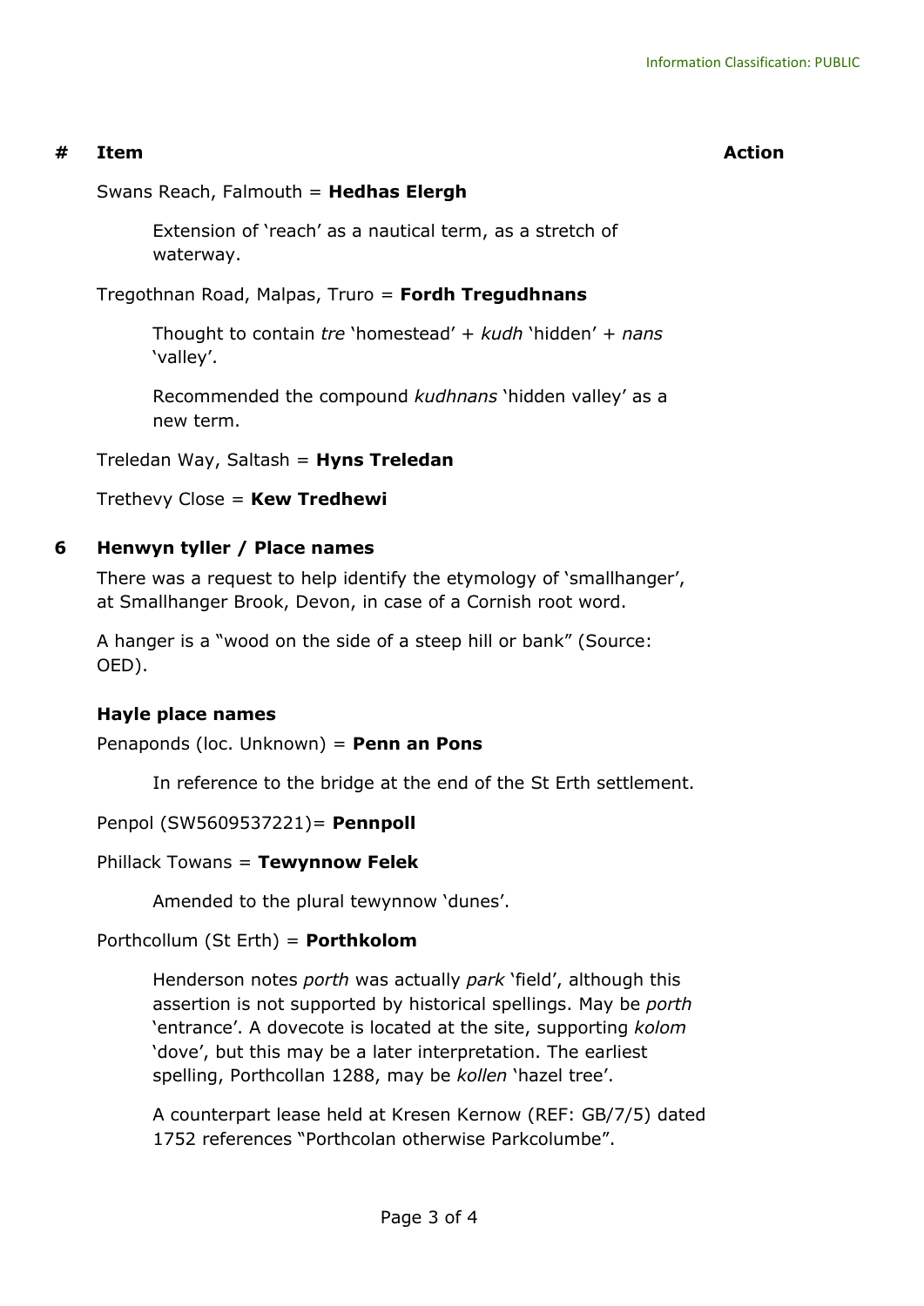| # | Item | Action |
|---|---|---|

Swans Reach, Falmouth = **Hedhas Elergh**

> Extension of 'reach' as a nautical term, as a stretch of waterway.

Tregothnan Road, Malpas, Truro = **Fordh Tregudhnans**

> Thought to contain *tre* 'homestead' + *kudh* 'hidden' + *nans* 'valley'.
>
> Recommended the compound *kudhnans* 'hidden valley' as a new term.

Treledan Way, Saltash = **Hyns Treledan**

Trethevy Close = **Kew Tredhewi**

## 6 Henwyn tyller / Place names

There was a request to help identify the etymology of 'smallhanger', at Smallhanger Brook, Devon, in case of a Cornish root word.

A hanger is a "wood on the side of a steep hill or bank" (Source: OED).

### Hayle place names

Penaponds (loc. Unknown) = **Penn an Pons**

> In reference to the bridge at the end of the St Erth settlement.

Penpol (SW5609537221)= **Pennpoll**

Phillack Towans = **Tewynnow Felek**

> Amended to the plural tewynnow 'dunes'.

Porthcollum (St Erth) = **Porthkolom**

> Henderson notes *porth* was actually *park* 'field', although this assertion is not supported by historical spellings. May be *porth* 'entrance'. A dovecote is located at the site, supporting *kolom* 'dove', but this may be a later interpretation. The earliest spelling, Porthcollan 1288, may be *kollen* 'hazel tree'.
>
> A counterpart lease held at Kresen Kernow (REF: GB/7/5) dated 1752 references "Porthcolan otherwise Parkcolumbe".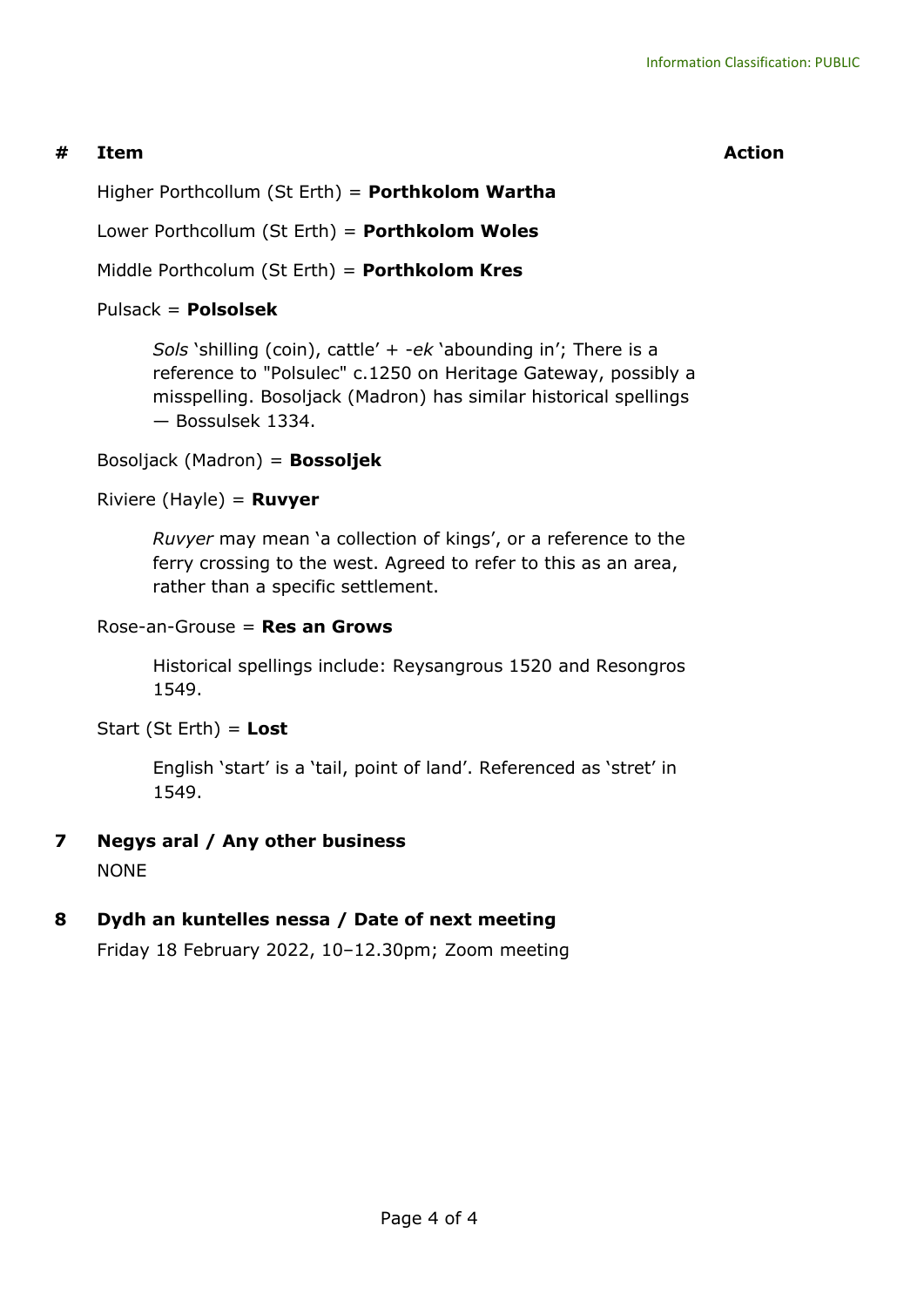| # | Item | Action |
|---|---|---|
| | Higher Porthcollum (St Erth) = **Porthkolom Wartha** | |
| | Lower Porthcollum (St Erth) = **Porthkolom Woles** | |
| | Middle Porthcolum (St Erth) = **Porthkolom Kres** | |
| | Pulsack = **Polsolsek** | |
| | *Sols* 'shilling (coin), cattle' + *-ek* 'abounding in'; There is a reference to "Polsulec" c.1250 on Heritage Gateway, possibly a misspelling. Bosoljack (Madron) has similar historical spellings — Bossulsek 1334. | |
| | Bosoljack (Madron) = **Bossoljek** | |
| | Riviere (Hayle) = **Ruvyer** | |
| | *Ruvyer* may mean 'a collection of kings', or a reference to the ferry crossing to the west. Agreed to refer to this as an area, rather than a specific settlement. | |
| | Rose-an-Grouse = **Res an Grows** | |
| | Historical spellings include: Reysangrous 1520 and Resongros 1549. | |
| | Start (St Erth) = **Lost** | |
| | English 'start' is a 'tail, point of land'. Referenced as 'stret' in 1549. | |
| **7** | **Negys aral / Any other business** | |
| | NONE | |
| **8** | **Dydh an kuntelles nessa / Date of next meeting** | |
| | Friday 18 February 2022, 10–12.30pm; Zoom meeting | |